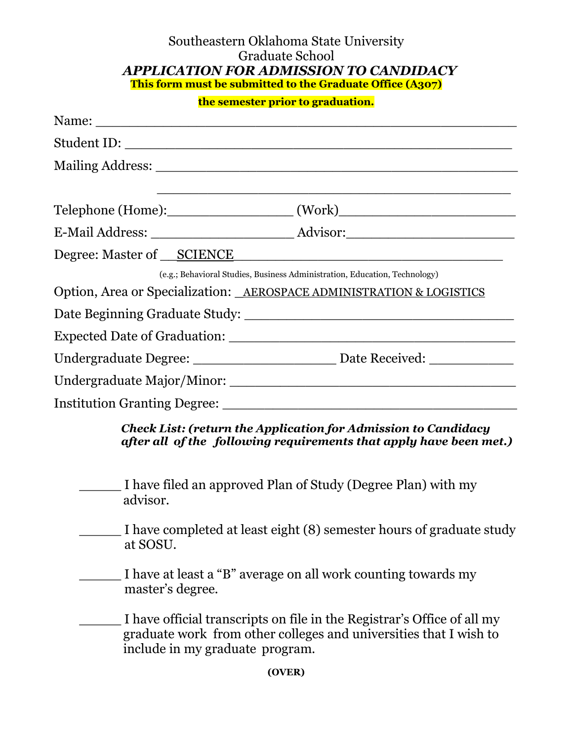Southeastern Oklahoma State University

Graduate School

# *APPLICATION FOR ADMISSION TO CANDIDACY*

**This form must be submitted to the Graduate Office (A307)**

**the semester prior to graduation.**

Name: ______________________________________________

Student ID: ____________________________________________

Mailing Address: ________________________________________

________________________________________

Telephone (Home):_______________ (Work)____________________

E-Mail Address: _________________ Advisor:___________________

Degree: Master of __SCIENCE________________________________

(e.g.; Behavioral Studies, Business Administration, Education, Technology)

Option, Area or Specialization: _AEROSPACE ADMINISTRATION & LOGISTICS

Date Beginning Graduate Study: ________________________________

Expected Date of Graduation: __________________________________

Undergraduate Degree: _________________ Date Received: __________

Undergraduate Major/Minor: ___________________________________

Institution Granting Degree: ___________________________________

***Check List: (return the Application for Admission to Candidacy after all of the following requirements that apply have been met.)***

_____ I have filed an approved Plan of Study (Degree Plan) with my advisor.

_____ I have completed at least eight (8) semester hours of graduate study at SOSU.

_____ I have at least a "B" average on all work counting towards my master's degree.

_____ I have official transcripts on file in the Registrar's Office of all my graduate work from other colleges and universities that I wish to include in my graduate program.

**(OVER)**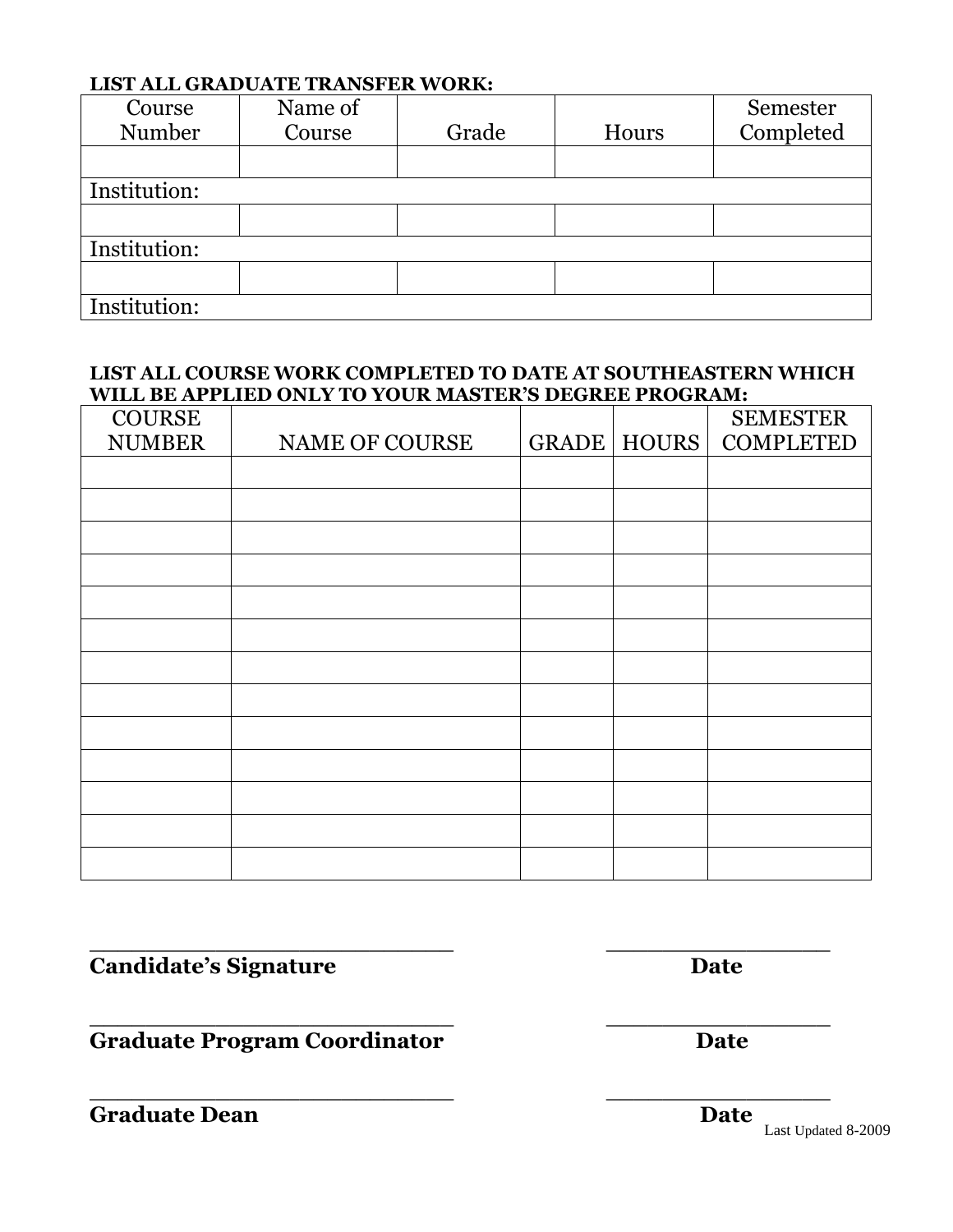**LIST ALL GRADUATE TRANSFER WORK:**

| Course Number | Name of Course | Grade | Hours | Semester Completed |
|---|---|---|---|---|
| | | | | |
| Institution: | | | | |
| | | | | |
| Institution: | | | | |
| | | | | |
| Institution: | | | | |

**LIST ALL COURSE WORK COMPLETED TO DATE AT SOUTHEASTERN WHICH WILL BE APPLIED ONLY TO YOUR MASTER'S DEGREE PROGRAM:**

| COURSE NUMBER | NAME OF COURSE | GRADE | HOURS | SEMESTER COMPLETED |
|---|---|---|---|---|
| | | | | |
| | | | | |
| | | | | |
| | | | | |
| | | | | |
| | | | | |
| | | | | |
| | | | | |
| | | | | |
| | | | | |
| | | | | |
| | | | | |
| | | | | |

\_\_\_\_\_\_\_\_\_\_\_\_\_\_\_\_\_\_\_\_\_\_\_\_\_\_\_\_ \_\_\_\_\_\_\_\_\_\_\_\_\_\_\_\_\_
**Candidate's Signature** **Date**

\_\_\_\_\_\_\_\_\_\_\_\_\_\_\_\_\_\_\_\_\_\_\_\_\_\_\_\_ \_\_\_\_\_\_\_\_\_\_\_\_\_\_\_\_\_
**Graduate Program Coordinator** **Date**

\_\_\_\_\_\_\_\_\_\_\_\_\_\_\_\_\_\_\_\_\_\_\_\_\_\_\_\_ \_\_\_\_\_\_\_\_\_\_\_\_\_\_\_\_\_
**Graduate Dean** **Date**

Last Updated 8-2009